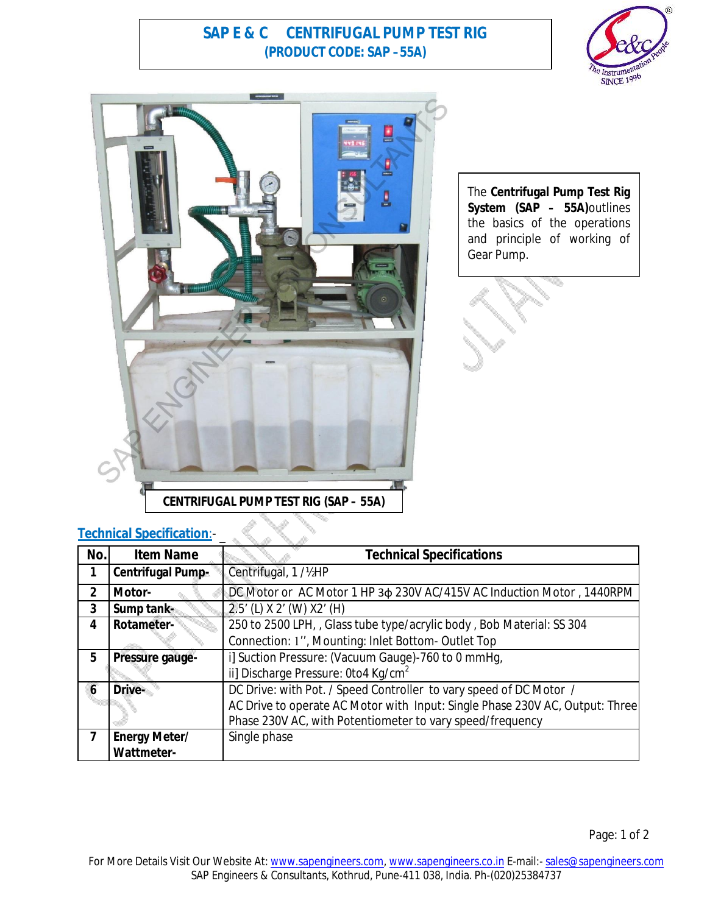# SAP E & C CENTRIFUGAL PUMP TEST RIG

**(PRODUCT CODE: SAP – 55A)**

The **Centrifugal Pump Test Rig System (SAP – 55A)** outlines the basics of the operations and principle of working of Gear Pump.

**CENTRIFUGAL PUMP TEST RIG (SAP – 55A)**

## Technical Specification:-

| No. | Item Name | Technical Specifications |
|---|---|---|
| 1 | **Centrifugal Pump-** | Centrifugal, 1 /½HP |
| 2 | **Motor-** | DC Motor or AC Motor 1 HP 3ϕ 230V AC/415V AC Induction Motor , 1440RPM |
| 3 | **Sump tank-** | 2.5' (L) X 2' (W) X2' (H) |
| 4 | **Rotameter-** | 250 to 2500 LPH, , Glass tube type/acrylic body , Bob Material: SS 304<br>Connection: 1'', Mounting: Inlet Bottom- Outlet Top |
| 5 | **Pressure gauge-** | i] Suction Pressure: (Vacuum Gauge)-760 to 0 mmHg,<br>ii] Discharge Pressure: 0to4 Kg/cm$^2$ |
| 6 | **Drive-** | DC Drive: with Pot. / Speed Controller to vary speed of DC Motor /<br>AC Drive to operate AC Motor with Input: Single Phase 230V AC, Output: Three Phase 230V AC, with Potentiometer to vary speed/frequency |
| 7 | **Energy Meter/ Wattmeter-** | Single phase |

For More Details Visit Our Website At: www.sapengineers.com, www.sapengineers.co.in E-mail:- sales@sapengineers.com
SAP Engineers & Consultants, Kothrud, Pune-411 038, India. Ph-(020)25384737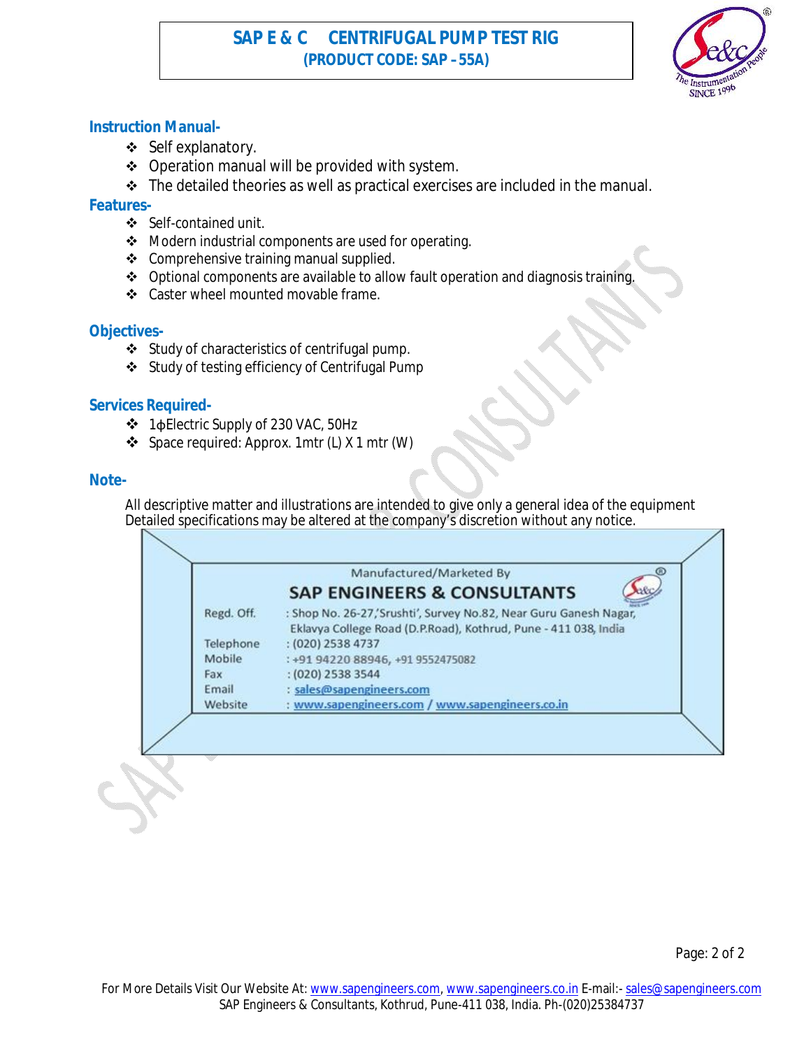# SAP E & C CENTRIFUGAL PUMP TEST RIG
## (PRODUCT CODE: SAP – 55A)

### Instruction Manual-

- Self explanatory.
- Operation manual will be provided with system.
- The detailed theories as well as practical exercises are included in the manual.

### Features-

- Self-contained unit.
- Modern industrial components are used for operating.
- Comprehensive training manual supplied.
- Optional components are available to allow fault operation and diagnosis training.
- Caster wheel mounted movable frame.

### Objectives-

- Study of characteristics of centrifugal pump.
- Study of testing efficiency of Centrifugal Pump

### Services Required-

- 1ɸElectric Supply of 230 VAC, 50Hz
- Space required: Approx. 1mtr (L) X 1 mtr (W)

### Note-

All descriptive matter and illustrations are intended to give only a general idea of the equipment Detailed specifications may be altered at the company's discretion without any notice.

Manufactured/Marketed By

**SAP ENGINEERS & CONSULTANTS**

| | |
|---|---|
| Regd. Off. | : Shop No. 26-27,'Srushti', Survey No.82, Near Guru Ganesh Nagar, Eklavya College Road (D.P.Road), Kothrud, Pune - 411 038, India |
| Telephone | : (020) 2538 4737 |
| Mobile | : +91 94220 88946, +91 9552475082 |
| Fax | : (020) 2538 3544 |
| Email | : sales@sapengineers.com |
| Website | : www.sapengineers.com / www.sapengineers.co.in |

For More Details Visit Our Website At: www.sapengineers.com, www.sapengineers.co.in E-mail:- sales@sapengineers.com
SAP Engineers & Consultants, Kothrud, Pune-411 038, India. Ph-(020)25384737